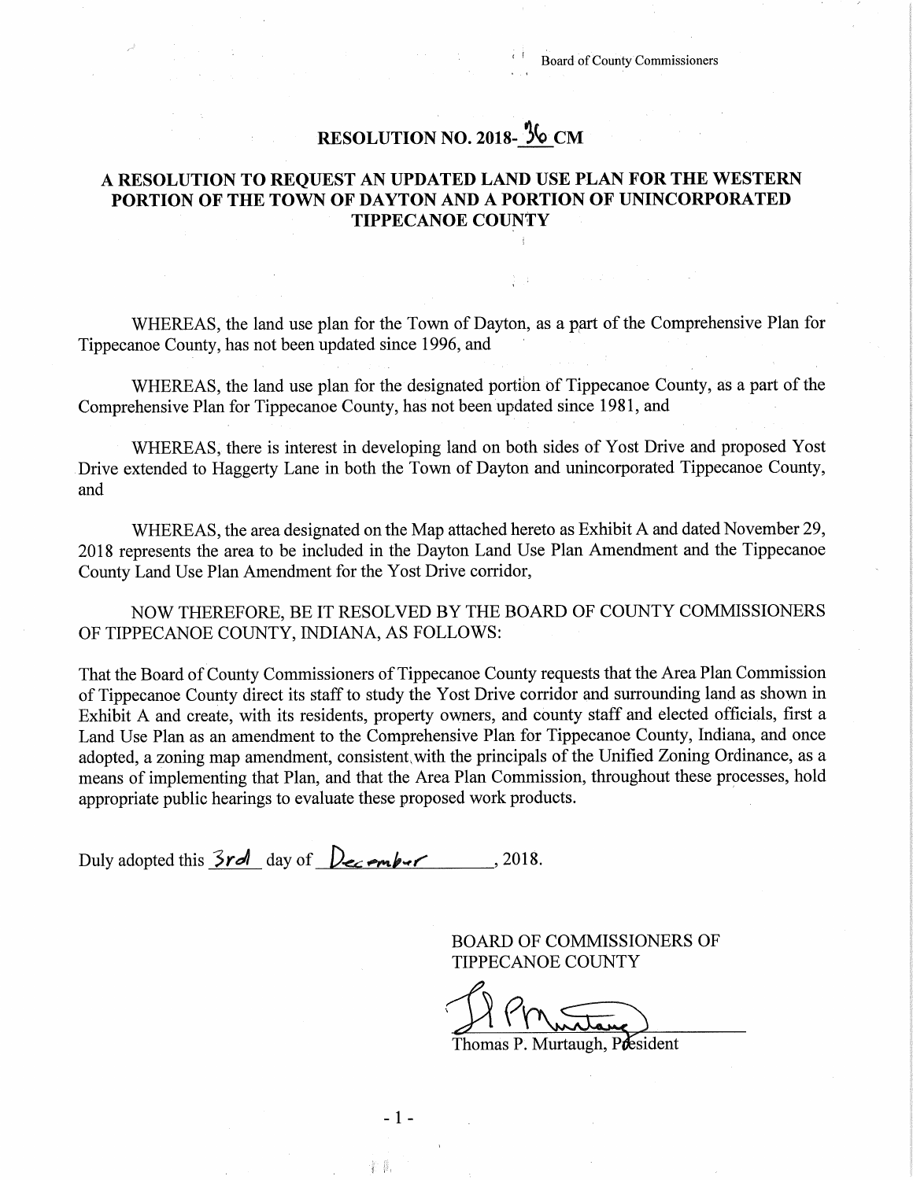Board of County Commissioners

# RESOLUTION NO. 2018-36 CM

## A RESOLUTION TO REQUEST AN UPDATED LAND USE PLAN FOR THE WESTERN PORTION OF THE TOWN OF DAYTON AND A PORTION OF UNINCORPORATED TIPPECANOE COUNTY

WHEREAS, the land use plan for the Town of Dayton, as a part of the Comprehensive Plan for Tippecanoe County, has not been updated since 1996, and

WHEREAS, the land use plan for the designated portion of Tippecanoe County, as a part of the Comprehensive Plan for Tippecanoe County, has not been updated since 1981, and

WHEREAS, there is interest in developing land on both sides of Yost Drive and proposed Yost Drive extended to Haggerty Lane in both the Town of Dayton and unincorporated Tippecanoe County, and

WHEREAS, the area designated on the Map attached hereto as Exhibit A and dated November 29, 2018 represents the area to be included in the Dayton Land Use Plan Amendment and the Tippecanoe County Land Use Plan Amendment for the Yost Drive corridor,

NOW THEREFORE, BE IT RESOLVED BY THE BOARD OF COUNTY COMMISSIONERS OF TIPPECANOE COUNTY, INDIANA, AS FOLLOWS:

That the Board of County Commissioners of Tippecanoe County requests that the Area Plan Commission of Tippecanoe County direct its staff to study the Yost Drive corridor and surrounding land as shown in Exhibit A and create, with its residents, property owners, and county staff and elected officials, first a Land Use Plan as an amendment to the Comprehensive Plan for Tippecanoe County, Indiana, and once adopted, a zoning map amendment, consistent with the principals of the Unified Zoning Ordinance, as a means of implementing that Plan, and that the Area Plan Commission, throughout these processes, hold appropriate public hearings to evaluate these proposed work products.

Duly adopted this 3rd day of December, 2018.

BOARD OF COMMISSIONERS OF
TIPPECANOE COUNTY

Thomas P. Murtaugh, President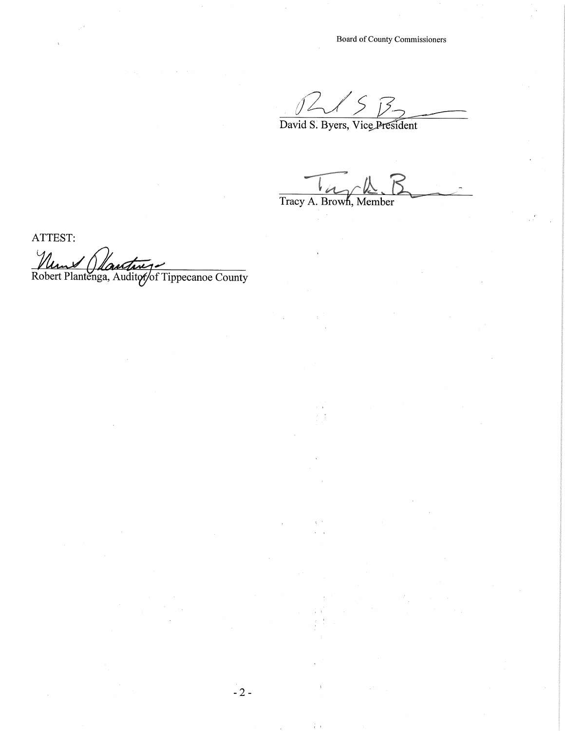Board of County Commissioners

David S. Byers, Vice President

Tracy A. Brown, Member

ATTEST:

Robert Plantenga, Auditor of Tippecanoe County